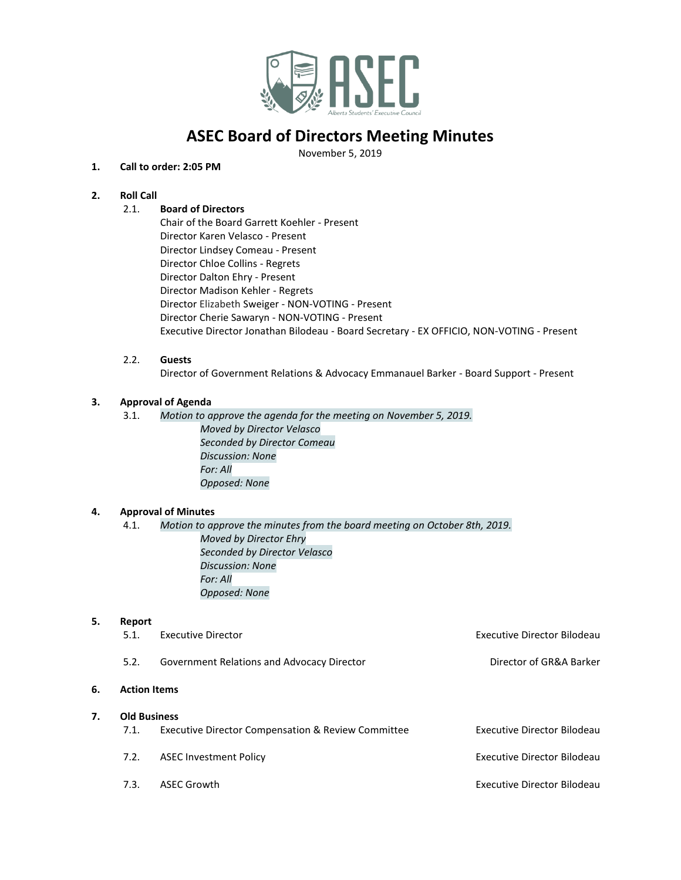# ASEC Board of Directors Meeting Minutes

November 5, 2019

**1. Call to order: 2:05 PM**

**2. Roll Call**

2.1. **Board of Directors**

Chair of the Board Garrett Koehler - Present
Director Karen Velasco - Present
Director Lindsey Comeau - Present
Director Chloe Collins - Regrets
Director Dalton Ehry - Present
Director Madison Kehler - Regrets
Director Elizabeth Sweiger - NON-VOTING - Present
Director Cherie Sawaryn - NON-VOTING - Present
Executive Director Jonathan Bilodeau - Board Secretary - EX OFFICIO, NON-VOTING - Present

2.2. **Guests**

Director of Government Relations & Advocacy Emmanauel Barker - Board Support - Present

**3. Approval of Agenda**

3.1. *Motion to approve the agenda for the meeting on November 5, 2019.*

*Moved by Director Velasco*
*Seconded by Director Comeau*
*Discussion: None*
*For: All*
*Opposed: None*

**4. Approval of Minutes**

4.1. *Motion to approve the minutes from the board meeting on October 8th, 2019.*

*Moved by Director Ehry*
*Seconded by Director Velasco*
*Discussion: None*
*For: All*
*Opposed: None*

**5. Report**

5.1. Executive Director — Executive Director Bilodeau

5.2. Government Relations and Advocacy Director — Director of GR&A Barker

**6. Action Items**

**7. Old Business**

7.1. Executive Director Compensation & Review Committee — Executive Director Bilodeau

7.2. ASEC Investment Policy — Executive Director Bilodeau

7.3. ASEC Growth — Executive Director Bilodeau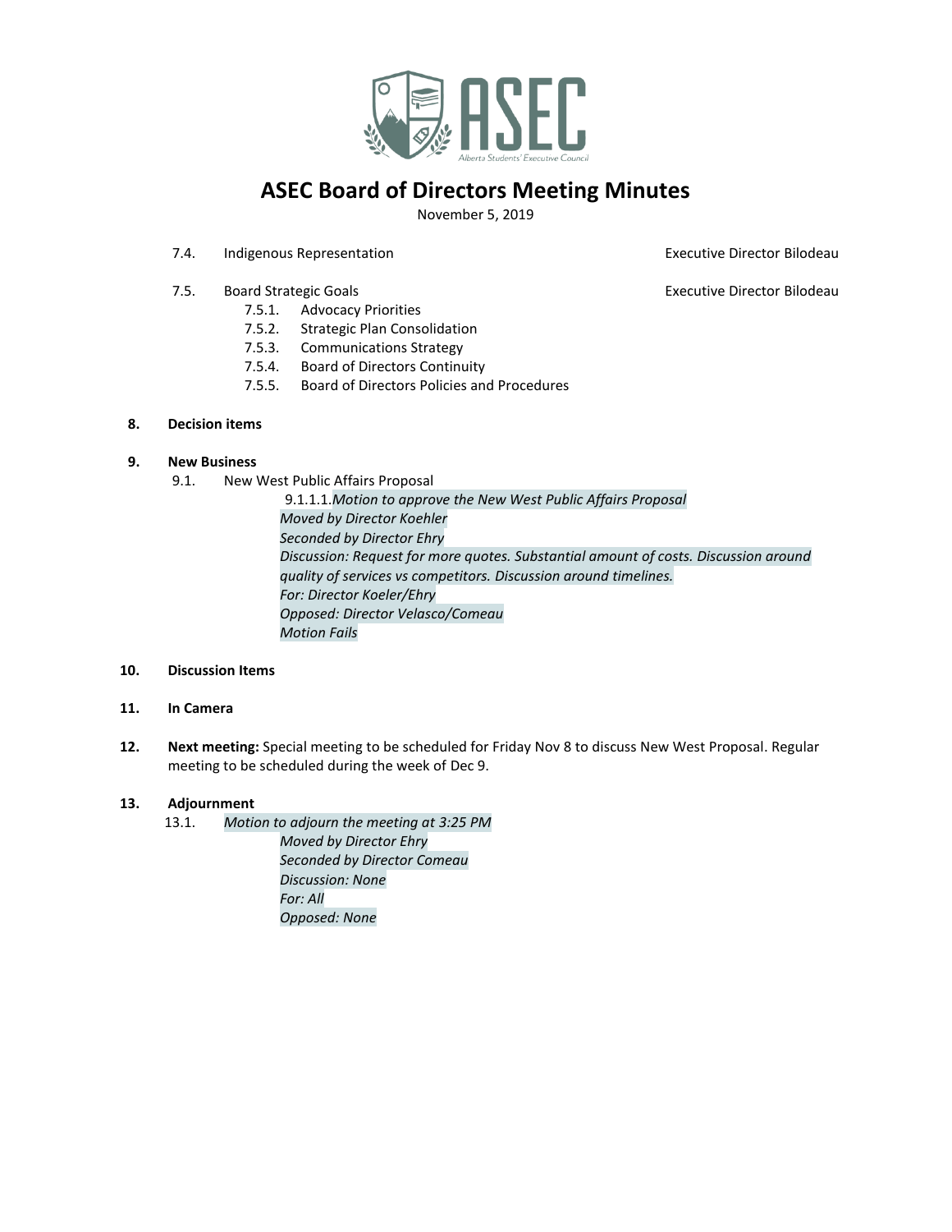# ASEC Board of Directors Meeting Minutes

November 5, 2019

7.4. Indigenous Representation — Executive Director Bilodeau

7.5. Board Strategic Goals — Executive Director Bilodeau

- 7.5.1. Advocacy Priorities
- 7.5.2. Strategic Plan Consolidation
- 7.5.3. Communications Strategy
- 7.5.4. Board of Directors Continuity
- 7.5.5. Board of Directors Policies and Procedures

**8. Decision items**

**9. New Business**

9.1. New West Public Affairs Proposal

9.1.1.1. *Motion to approve the New West Public Affairs Proposal*
*Moved by Director Koehler*
*Seconded by Director Ehry*
*Discussion: Request for more quotes. Substantial amount of costs. Discussion around quality of services vs competitors. Discussion around timelines.*
*For: Director Koeler/Ehry*
*Opposed: Director Velasco/Comeau*
*Motion Fails*

**10. Discussion Items**

**11. In Camera**

**12. Next meeting:** Special meeting to be scheduled for Friday Nov 8 to discuss New West Proposal. Regular meeting to be scheduled during the week of Dec 9.

**13. Adjournment**

13.1. *Motion to adjourn the meeting at 3:25 PM*
*Moved by Director Ehry*
*Seconded by Director Comeau*
*Discussion: None*
*For: All*
*Opposed: None*